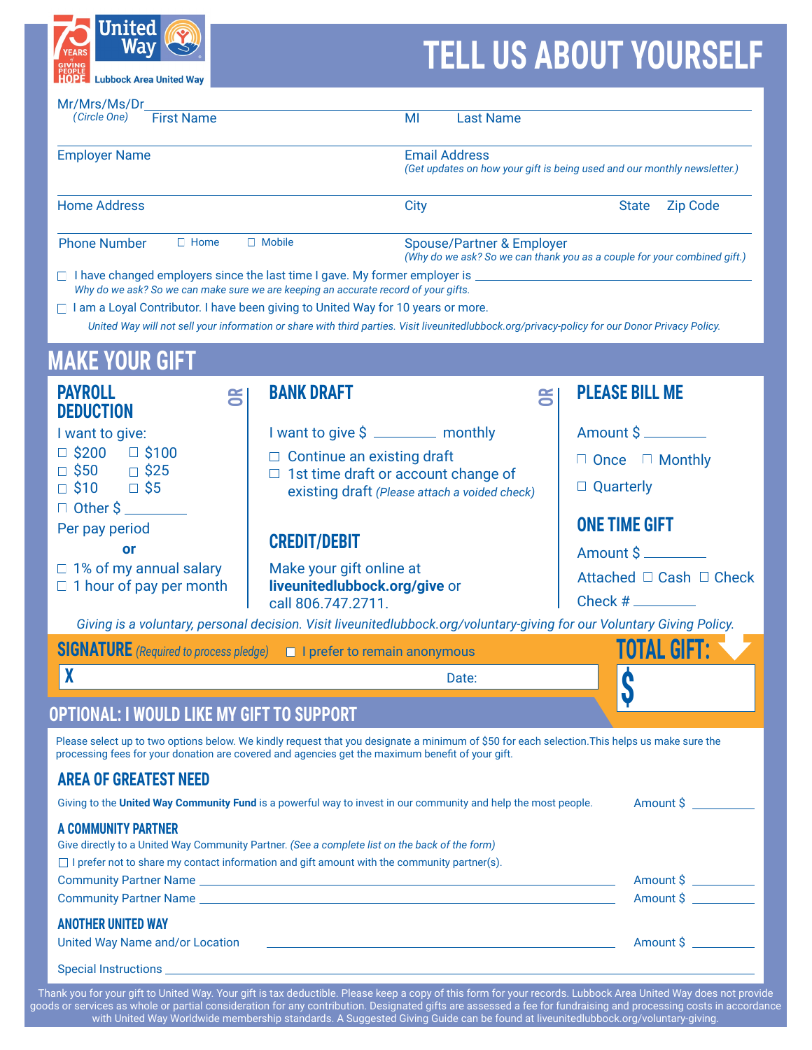75 YEARS of GIVING PEOPLE HOPE

United Way
Lubbock Area United Way

# TELL US ABOUT YOURSELF

Mr/Mrs/Ms/Dr ______________________________
*(Circle One)* First Name MI Last Name

Employer Name

Email Address
*(Get updates on how your gift is being used and our monthly newsletter.)*

Home Address

City State Zip Code

Phone Number ☐ Home ☐ Mobile

Spouse/Partner & Employer
*(Why do we ask? So we can thank you as a couple for your combined gift.)*

☐ I have changed employers since the last time I gave. My former employer is ______________________________
*Why do we ask? So we can make sure we are keeping an accurate record of your gifts.*

☐ I am a Loyal Contributor. I have been giving to United Way for 10 years or more.

*United Way will not sell your information or share with third parties. Visit liveunitedlubbock.org/privacy-policy for our Donor Privacy Policy.*

## MAKE YOUR GIFT

### PAYROLL DEDUCTION

I want to give:

- ☐ $200
- ☐ $100
- ☐ $50
- ☐ $25
- ☐ $10
- ☐ $5
- ☐ Other $ ________

Per pay period

**or**

- ☐ 1% of my annual salary
- ☐ 1 hour of pay per month

**OR**

### BANK DRAFT

I want to give $ ________ monthly

- ☐ Continue an existing draft
- ☐ 1st time draft or account change of existing draft *(Please attach a voided check)*

### CREDIT/DEBIT

Make your gift online at **liveunitedlubbock.org/give** or call 806.747.2711.

**OR**

### PLEASE BILL ME

Amount $ ________

- ☐ Once
- ☐ Monthly
- ☐ Quarterly

### ONE TIME GIFT

Amount $ ________

Attached ☐ Cash ☐ Check

Check # ________

*Giving is a voluntary, personal decision. Visit liveunitedlubbock.org/voluntary-giving for our Voluntary Giving Policy.*

**SIGNATURE** *(Required to process pledge)* ☐ I prefer to remain anonymous

X Date:

**TOTAL GIFT:**

$

## OPTIONAL: I WOULD LIKE MY GIFT TO SUPPORT

Please select up to two options below. We kindly request that you designate a minimum of $50 for each selection.This helps us make sure the processing fees for your donation are covered and agencies get the maximum benefit of your gift.

### AREA OF GREATEST NEED

Giving to the **United Way Community Fund** is a powerful way to invest in our community and help the most people. Amount $ ________

### A COMMUNITY PARTNER

Give directly to a United Way Community Partner. *(See a complete list on the back of the form)*

☐ I prefer not to share my contact information and gift amount with the community partner(s).

Community Partner Name ______________________________ Amount $ ________

Community Partner Name ______________________________ Amount $ ________

### ANOTHER UNITED WAY

United Way Name and/or Location ______________________________ Amount $ ________

Special Instructions ______________________________

Thank you for your gift to United Way. Your gift is tax deductible. Please keep a copy of this form for your records. Lubbock Area United Way does not provide goods or services as whole or partial consideration for any contribution. Designated gifts are assessed a fee for fundraising and processing costs in accordance with United Way Worldwide membership standards. A Suggested Giving Guide can be found at liveunitedlubbock.org/voluntary-giving.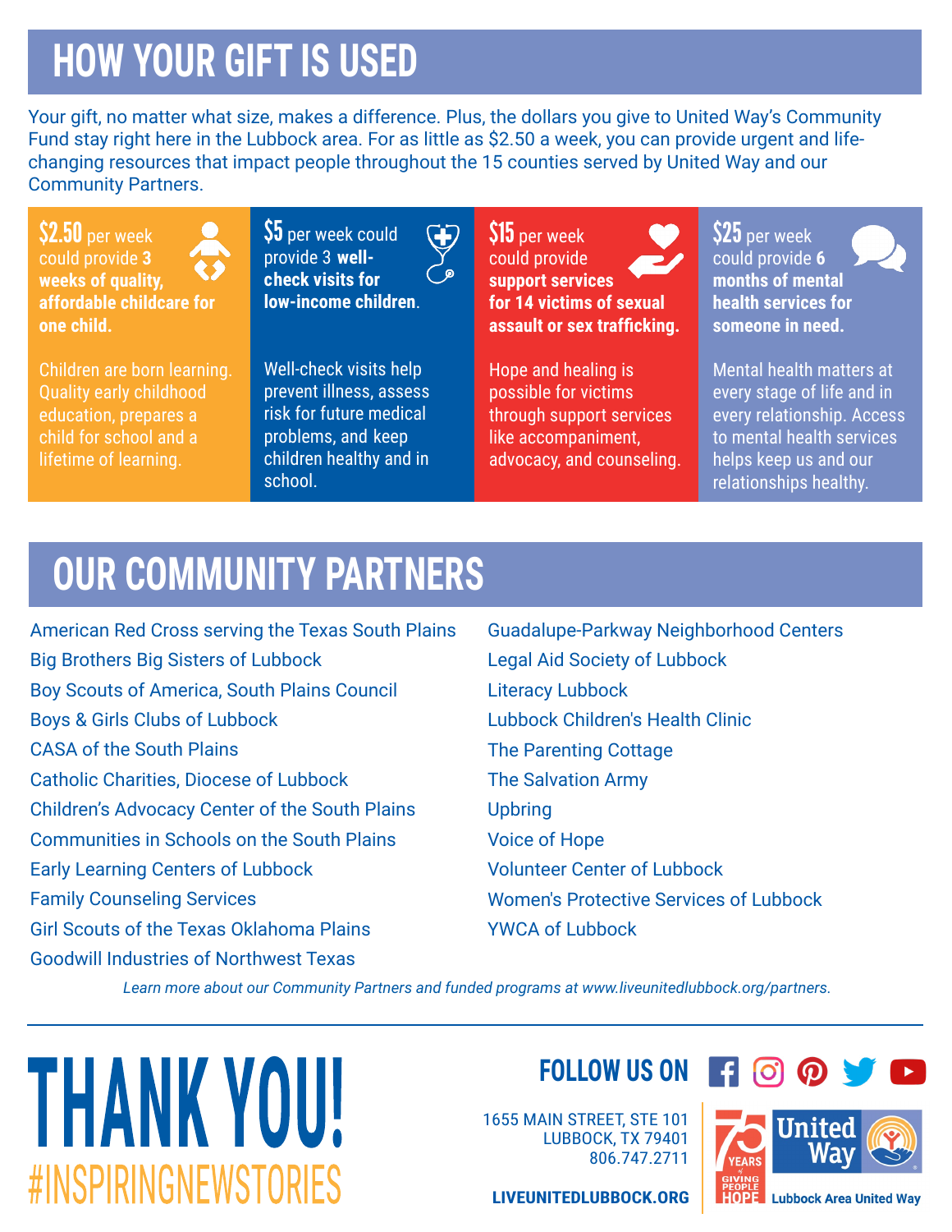# HOW YOUR GIFT IS USED

Your gift, no matter what size, makes a difference. Plus, the dollars you give to United Way's Community Fund stay right here in the Lubbock area. For as little as $2.50 a week, you can provide urgent and life-changing resources that impact people throughout the 15 counties served by United Way and our Community Partners.

**$2.50** per week could provide **3 weeks of quality, affordable childcare for one child.**

Children are born learning. Quality early childhood education, prepares a child for school and a lifetime of learning.

**$5** per week could provide 3 **well-check visits for low-income children**.

Well-check visits help prevent illness, assess risk for future medical problems, and keep children healthy and in school.

**$15** per week could provide **support services for 14 victims of sexual assault or sex trafficking.**

Hope and healing is possible for victims through support services like accompaniment, advocacy, and counseling.

**$25** per week could provide **6 months of mental health services for someone in need.**

Mental health matters at every stage of life and in every relationship. Access to mental health services helps keep us and our relationships healthy.

# OUR COMMUNITY PARTNERS

- American Red Cross serving the Texas South Plains
- Big Brothers Big Sisters of Lubbock
- Boy Scouts of America, South Plains Council
- Boys & Girls Clubs of Lubbock
- CASA of the South Plains
- Catholic Charities, Diocese of Lubbock
- Children's Advocacy Center of the South Plains
- Communities in Schools on the South Plains
- Early Learning Centers of Lubbock
- Family Counseling Services
- Girl Scouts of the Texas Oklahoma Plains
- Goodwill Industries of Northwest Texas
- Guadalupe-Parkway Neighborhood Centers
- Legal Aid Society of Lubbock
- Literacy Lubbock
- Lubbock Children's Health Clinic
- The Parenting Cottage
- The Salvation Army
- Upbring
- Voice of Hope
- Volunteer Center of Lubbock
- Women's Protective Services of Lubbock
- YWCA of Lubbock

*Learn more about our Community Partners and funded programs at www.liveunitedlubbock.org/partners.*

# THANK YOU!

#INSPIRINGNEWSTORIES

**FOLLOW US ON**

1655 MAIN STREET, STE 101
LUBBOCK, TX 79401
806.747.2711

**LIVEUNITEDLUBBOCK.ORG**

75 YEARS of GIVING PEOPLE HOPE

United Way

Lubbock Area United Way